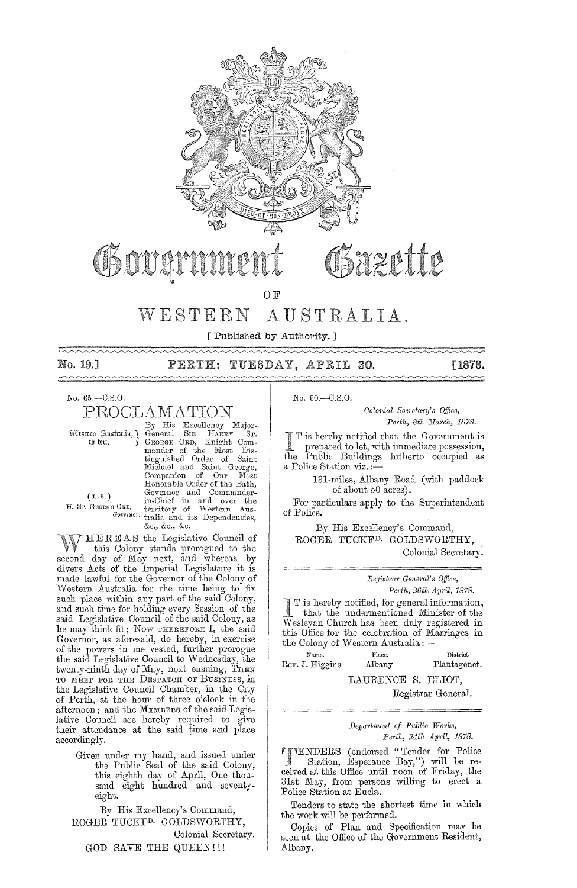# Government Gazette

OF

# WESTERN AUSTRALIA.

[ Published by Authority. ]

**No. 19.] PERTH: TUESDAY, APRIL 30. [1878.**

No. 65.—C.S.O.

## PROCLAMATION

Western Australia, to wit.

(L.S.)
H. ST. GEORGE ORD, *Governor.*

By His Excellency Major-General SIR HARRY ST. GEORGE ORD, Knight Commander of the Most Distinguished Order of Saint Michael and Saint George, Companion of Our Most Honorable Order of the Bath, Governor and Commander-in-Chief in and over the territory of Western Australia and its Dependencies, &c., &c., &c.

WHEREAS the Legislative Council of this Colony stands prorogued to the second day of May next, and whereas by divers Acts of the Imperial Legislature it is made lawful for the Governor of the Colony of Western Australia for the time being to fix such place within any part of the said Colony, and such time for holding every Session of the said Legislative Council of the said Colony, as he may think fit; Now THEREFORE I, the said Governor, as aforesaid, do hereby, in exercise of the powers in me vested, further prorogue the said Legislative Council to Wednesday, the twenty-ninth day of May, next ensuing, THEN TO MEET FOR THE DESPATCH OF BUSINESS, in the Legislative Council Chamber, in the City of Perth, at the hour of three o'clock in the afternoon; and the MEMBERS of the said Legislative Council are hereby required to give their attendance at the said time and place accordingly.

Given under my hand, and issued under the Public Seal of the said Colony, this eighth day of April, One thousand eight hundred and seventy-eight.

By His Excellency's Command,
ROGER TUCKFD. GOLDSWORTHY,
Colonial Secretary.

GOD SAVE THE QUEEN!!!

No. 50.—C.S.O.

*Colonial Secretary's Office,*
*Perth, 8th March, 1878.*

IT is hereby notified that the Government is prepared to let, with immediate possession, the Public Buildings hitherto occupied as a Police Station viz.:—

131-miles, Albany Road (with paddock of about 50 acres).

For particulars apply to the Superintendent of Police.

By His Excellency's Command,
ROGER TUCKFD. GOLDSWORTHY,
Colonial Secretary.

*Registrar General's Office,*
*Perth, 26th April, 1878.*

IT is hereby notified, for general information, that the undermentioned Minister of the Wesleyan Church has been duly registered in this Office for the celebration of Marriages in the Colony of Western Australia:—

| Name. | Place. | District |
|---|---|---|
| Rev. J. Higgins | Albany | Plantagenet. |

LAURENCE S. ELIOT,
Registrar General.

*Department of Public Works,*
*Perth, 24th April, 1878.*

TENDERS (endorsed "Tender for Police Station, Esperance Bay,") will be received at this Office until noon of Friday, the 31st May, from persons willing to erect a Police Station at Eucla.

Tenders to state the shortest time in which the work will be performed.

Copies of Plan and Specification may be seen at the Office of the Government Resident, Albany.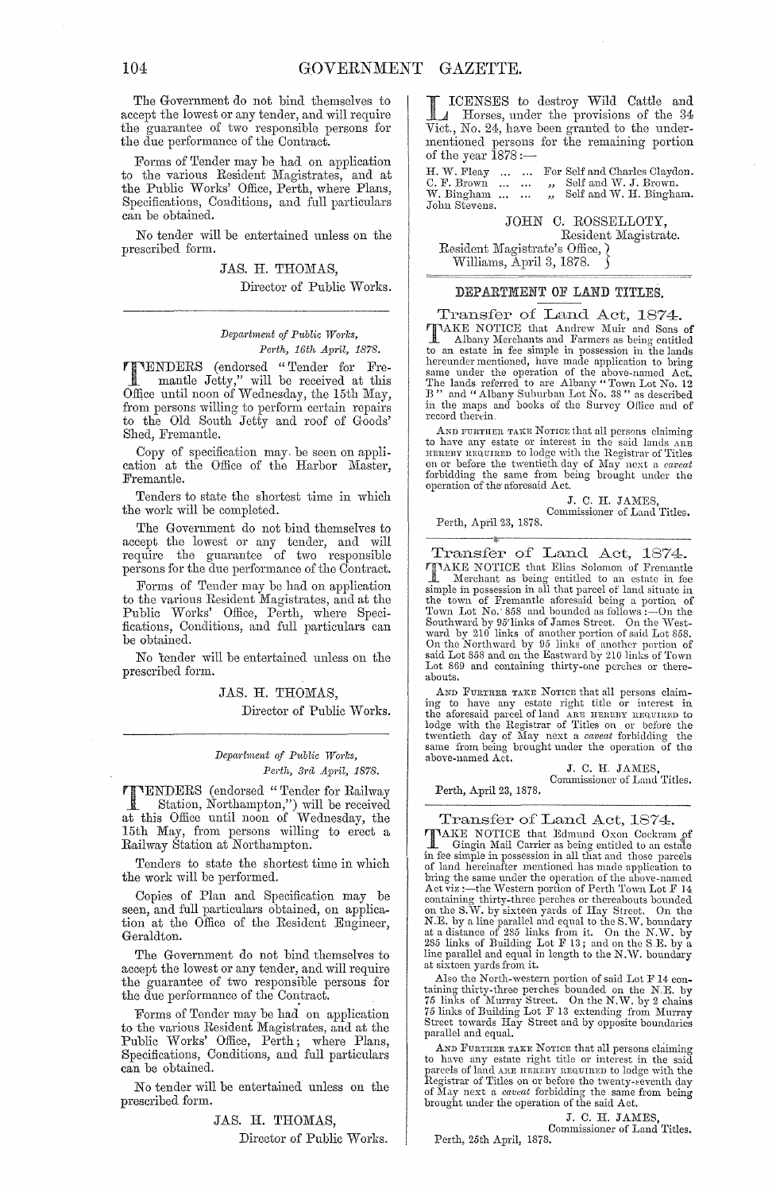The Government do not bind themselves to accept the lowest or any tender, and will require the guarantee of two responsible persons for the due performance of the Contract.

Forms of Tender may be had on application to the various Resident Magistrates, and at the Public Works' Office, Perth, where Plans, Specifications, Conditions, and full particulars can be obtained.

No tender will be entertained unless on the prescribed form.

JAS. H. THOMAS,
Director of Public Works.

---

*Department of Public Works,*
*Perth, 16th April, 1878.*

TENDERS (endorsed "Tender for Fremantle Jetty," will be received at this Office until noon of Wednesday, the 15th May, from persons willing to perform certain repairs to the Old South Jetty and roof of Goods' Shed, Fremantle.

Copy of specification may be seen on application at the Office of the Harbor Master, Fremantle.

Tenders to state the shortest time in which the work will be completed.

The Government do not bind themselves to accept the lowest or any tender, and will require the guarantee of two responsible persons for the due performance of the Contract.

Forms of Tender may be had on application to the various Resident Magistrates, and at the Public Works' Office, Perth, where Specifications, Conditions, and full particulars can be obtained.

No tender will be entertained unless on the prescribed form.

JAS. H. THOMAS,
Director of Public Works.

---

*Department of Public Works,*
*Perth, 3rd April, 1878.*

TENDERS (endorsed "Tender for Railway Station, Northampton,") will be received at this Office until noon of Wednesday, the 15th May, from persons willing to erect a Railway Station at Northampton.

Tenders to state the shortest time in which the work will be performed.

Copies of Plan and Specification may be seen, and full particulars obtained, on application at the Office of the Resident Engineer, Geraldton.

The Government do not bind themselves to accept the lowest or any tender, and will require the guarantee of two responsible persons for the due performance of the Contract.

Forms of Tender may be had on application to the various Resident Magistrates, and at the Public Works' Office, Perth; where Plans, Specifications, Conditions, and full particulars can be obtained.

No tender will be entertained unless on the prescribed form.

JAS. H. THOMAS,
Director of Public Works.

---

LICENSES to destroy Wild Cattle and Horses, under the provisions of the 34 Vict., No. 24, have been granted to the undermentioned persons for the remaining portion of the year 1878:—

| | |
|---|---|
| H. W. Fleay ... ... | For Self and Charles Claydon. |
| C. F. Brown ... ... | " Self and W. J. Brown. |
| W. Bingham ... ... | " Self and W. H. Bingham. |
| John Stevens. | |

JOHN C. ROSSELLOTY,
Resident Magistrate.

Resident Magistrate's Office,
Williams, April 3, 1878.

---

## DEPARTMENT OF LAND TITLES.

### Transfer of Land Act, 1874.

TAKE NOTICE that Andrew Muir and Sons of Albany Merchants and Farmers as being entitled to an estate in fee simple in possession in the lands hereunder mentioned, have made application to bring same under the operation of the above-named Act. The lands referred to are Albany "Town Lot No. 12 B" and "Albany Suburban Lot No. 38" as described in the maps and books of the Survey Office and of record therein.

AND FURTHER TAKE NOTICE that all persons claiming to have any estate or interest in the said lands ARE HEREBY REQUIRED to lodge with the Registrar of Titles on or before the twentieth day of May next a *caveat* forbidding the same from being brought under the operation of the aforesaid Act.

J. C. H. JAMES,
Commissioner of Land Titles.

Perth, April 23, 1878.

---

### Transfer of Land Act, 1874.

TAKE NOTICE that Elias Solomon of Fremantle Merchant as being entitled to an estate in fee simple in possession in all that parcel of land situate in the town of Fremantle aforesaid being a portion of Town Lot No. 858 and bounded as follows:—On the Southward by 95 links of James Street. On the Westward by 210 links of another portion of said Lot 858. On the Northward by 95 links of another portion of said Lot 858 and on the Eastward by 210 links of Town Lot 869 and containing thirty-one perches or thereabouts.

AND FURTHER TAKE NOTICE that all persons claiming to have any estate right title or interest in the aforesaid parcel of land ARE HEREBY REQUIRED to lodge with the Registrar of Titles on or before the twentieth day of May next a *caveat* forbidding the same from being brought under the operation of the above-named Act.

J. C. H. JAMES,
Commissioner of Land Titles.

Perth, April 23, 1878.

---

### Transfer of Land Act, 1874.

TAKE NOTICE that Edmund Oxon Cockram of Gingin Mail Carrier as being entitled to an estate in fee simple in possession in all that and those parcels of land hereinafter mentioned has made application to bring the same under the operation of the above-named Act viz:—the Western portion of Perth Town Lot F 14 containing thirty-three perches or thereabouts bounded on the S.W. by sixteen yards of Hay Street. On the N.E. by a line parallel and equal to the S.W. boundary at a distance of 285 links from it. On the N.W. by 285 links of Building Lot F 13; and on the S.E. by a line parallel and equal in length to the N.W. boundary at sixteen yards from it.

Also the North-western portion of said Lot F 14 containing thirty-three perches bounded on the N.E. by 75 links of Murray Street. On the N.W. by 2 chains 75 links of Building Lot F 13 extending from Murray Street towards Hay Street and by opposite boundaries parallel and equal.

AND FURTHER TAKE NOTICE that all persons claiming to have any estate right title or interest in the said parcels of land ARE HEREBY REQUIRED to lodge with the Registrar of Titles on or before the twenty-seventh day of May next a *caveat* forbidding the same from being brought under the operation of the said Act.

J. C. H. JAMES,
Commissioner of Land Titles.

Perth, 25th April, 1878.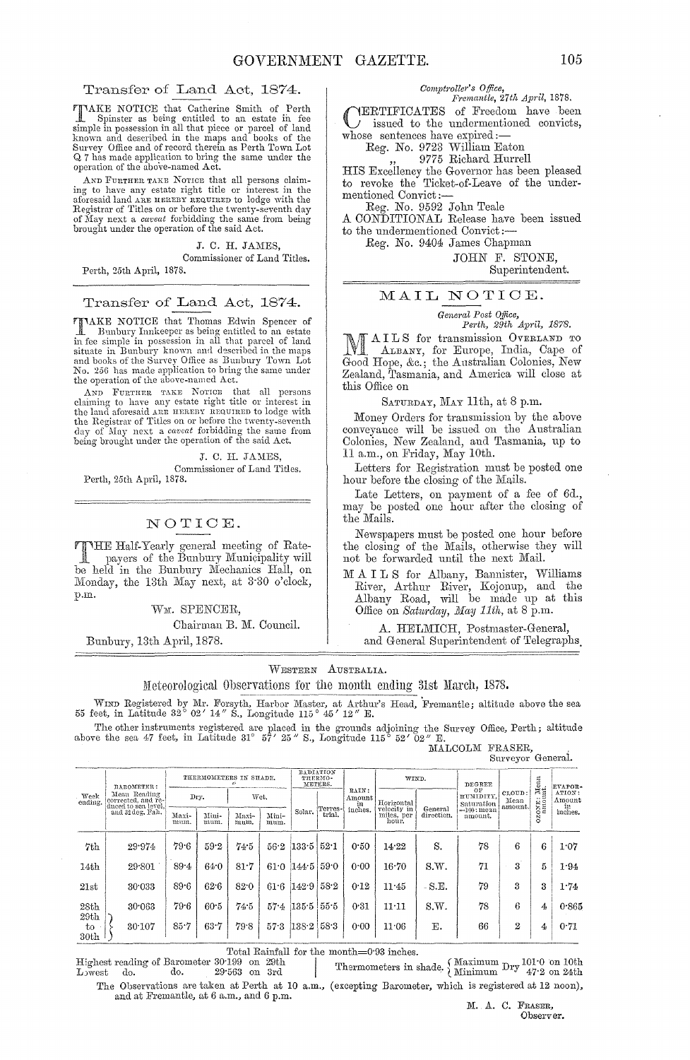## Transfer of Land Act, 1874.

TAKE NOTICE that Catherine Smith of Perth Spinster as being entitled to an estate in fee simple in possession in all that piece or parcel of land known and described in the maps and books of the Survey Office and of record therein as Perth Town Lot Q 7 has made application to bring the same under the operation of the above-named Act.

AND FURTHER TAKE NOTICE that all persons claiming to have any estate right title or interest in the aforesaid land ARE HEREBY REQUIRED to lodge with the Registrar of Titles on or before the twenty-seventh day of May next a *caveat* forbidding the same from being brought under the operation of the said Act.

J. C. H. JAMES,
Commissioner of Land Titles.

Perth, 25th April, 1878.

## Transfer of Land Act, 1874.

TAKE NOTICE that Thomas Edwin Spencer of Bunbury Innkeeper as being entitled to an estate in fee simple in possession in all that parcel of land situate in Bunbury known and described in the maps and books of the Survey Office as Bunbury Town Lot No. 256 has made application to bring the same under the operation of the above-named Act.

AND FURTHER TAKE NOTICE that all persons claiming to have any estate right title or interest in the land aforesaid ARE HEREBY REQUIRED to lodge with the Registrar of Titles on or before the twenty-seventh day of May next a *caveat* forbidding the same from being brought under the operation of the said Act.

J. C. H. JAMES,
Commissioner of Land Titles.

Perth, 25th April, 1878.

## NOTICE.

THE Half-Yearly general meeting of Rate-payers of the Bunbury Municipality will be held in the Bunbury Mechanics Hall, on Monday, the 13th May next, at 3·30 o'clock, p.m.

WM. SPENCER,
Chairman B. M. Council.

Bunbury, 13th April, 1878.

*Comptroller's Office,*
*Fremantle, 27th April, 1878.*

CERTIFICATES of Freedom have been issued to the undermentioned convicts, whose sentences have expired:—

Reg. No. 9723 William Eaton
" 9775 Richard Hurrell

HIS Excellency the Governor has been pleased to revoke the Ticket-of-Leave of the undermentioned Convict:—

Reg. No. 9592 John Teale

A CONDITIONAL Release have been issued to the undermentioned Convict:—

Reg. No. 9404 James Chapman

JOHN F. STONE,
Superintendent.

## MAIL NOTICE.

*General Post Office,*
*Perth, 29th April, 1878.*

MAILS for transmission OVERLAND TO ALBANY, for Europe, India, Cape of Good Hope, &c.; the Australian Colonies, New Zealand, Tasmania, and America will close at this Office on

SATURDAY, MAY 11th, at 8 p.m.

Money Orders for transmission by the above conveyance will be issued on the Australian Colonies, New Zealand, and Tasmania, up to 11 a.m., on Friday, May 10th.

Letters for Registration must be posted one hour before the closing of the Mails.

Late Letters, on payment of a fee of 6d., may be posted one hour after the closing of the Mails.

Newspapers must be posted one hour before the closing of the Mails, otherwise they will not be forwarded until the next Mail.

MAILS for Albany, Bannister, Williams River, Arthur River, Kojonup, and the Albany Road, will be made up at this Office on *Saturday, May 11th*, at 8 p.m.

A. HELMICH, Postmaster-General,
and General Superintendent of Telegraphs.

WESTERN AUSTRALIA.

## Meteorological Observations for the month ending 31st March, 1878.

WIND Registered by Mr. Forsyth, Harbor Master, at Arthur's Head, Fremantle; altitude above the sea 55 feet, in Latitude 32° 02′ 14″ S., Longitude 115° 45′ 12″ E.

The other instruments registered are placed in the grounds adjoining the Survey Office, Perth; altitude above the sea 47 feet, in Latitude 31° 57′ 25″ S., Longitude 115° 52′ 02″ E.

MALCOLM FRASER,
Surveyor General.

| Week ending. | BAROMETER: Mean Reading corrected, and reduced to sea level, and 32 deg. Fah. | THERMOMETERS IN SHADE. Dry. | | Wet. | | RADIATION THERMOMETERS. | | RAIN: Amount in inches. | WIND. | | DEGREE OF HUMIDITY, Saturation =100: mean amount. | CLOUD: Mean amount. | OZONE: Mean amount. | EVAPORATION: Amount in inches. |
|---|---|---|---|---|---|---|---|---|---|---|---|---|---|---|
| | | Maximum. | Minimum. | Maximum. | Minimum. | Solar. | Terrestrial. | | Horizontal velocity in miles, per hour. | General direction. | | | | |
| 7th | 29·974 | 79·6 | 59·2 | 74·5 | 56·2 | 133·5 | 52·1 | 0·50 | 14·22 | S. | 78 | 6 | 6 | 1·07 |
| 14th | 29·801 | 89·4 | 64·0 | 81·7 | 61·0 | 144·5 | 59·0 | 0·00 | 16·70 | S.W. | 71 | 3 | 5 | 1·94 |
| 21st | 30·033 | 89·6 | 62·6 | 82·0 | 61·6 | 142·9 | 58·2 | 0·12 | 11·45 | S.E. | 79 | 3 | 3 | 1·74 |
| 28th | 30·063 | 79·6 | 60·5 | 74·5 | 57·4 | 135·5 | 55·5 | 0·31 | 11·11 | S.W. | 78 | 6 | 4 | 0·865 |
| 29th to 30th | 30·107 | 85·7 | 63·7 | 79·8 | 57·3 | 138·2 | 58·3 | 0·00 | 11·06 | E. | 66 | 2 | 4 | 0·71 |

Total Rainfall for the month=0·93 inches.

Highest reading of Barometer 30·199 on 29th
Lowest do. do. 29·563 on 3rd

Thermometers in shade. { Maximum Dry 101·0 on 10th; Minimum Dry 47·2 on 24th }

The Observations are taken at Perth at 10 a.m., (excepting Barometer, which is registered at 12 noon), and at Fremantle, at 6 a.m., and 6 p.m.

M. A. C. FRASER,
Observer.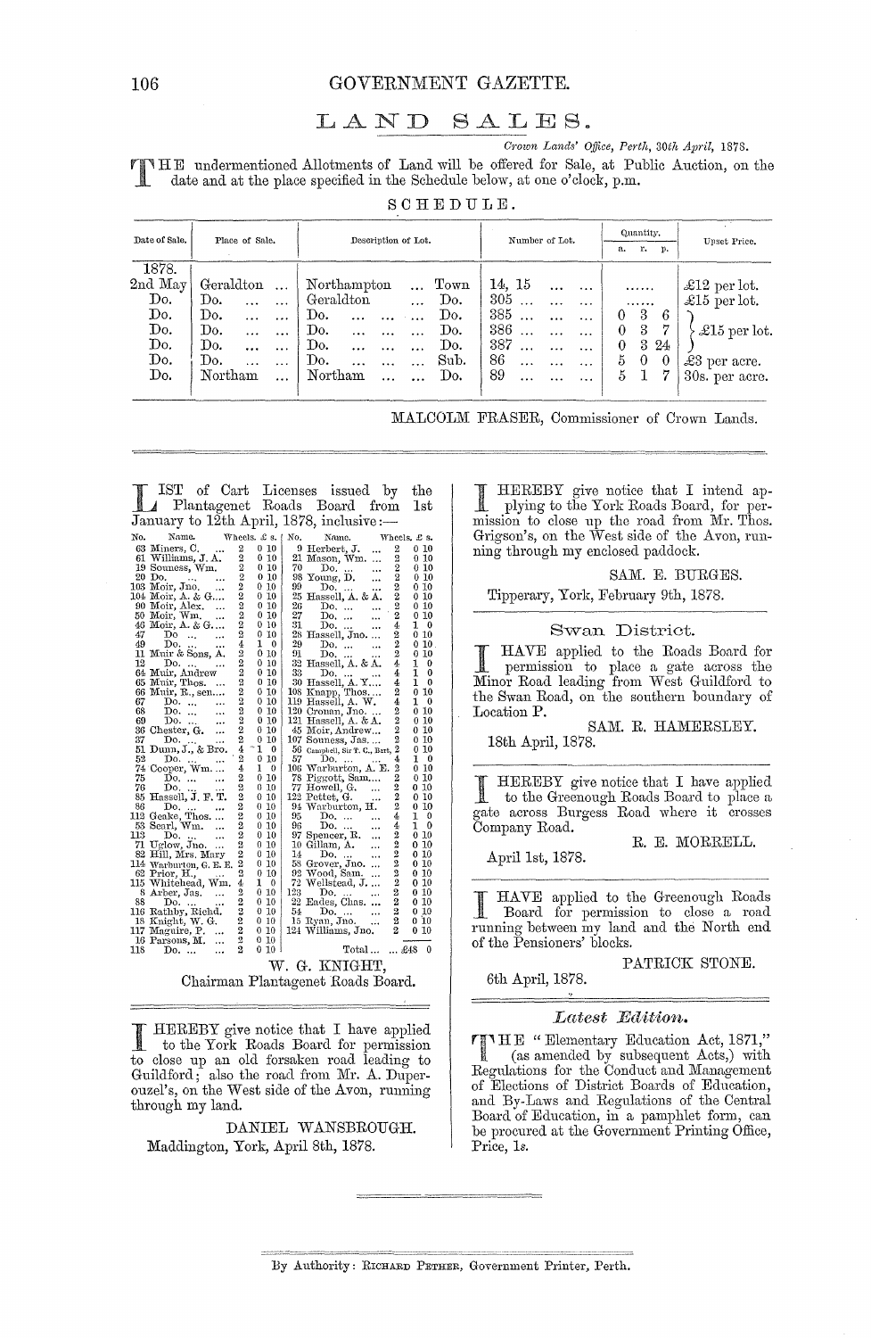## LAND SALES.

*Crown Lands' Office, Perth, 30th April, 1878.*

THE undermentioned Allotments of Land will be offered for Sale, at Public Auction, on the date and at the place specified in the Schedule below, at one o'clock, p.m.

### SCHEDULE.

| Date of Sale. | Place of Sale. | Description of Lot. | | Number of Lot. | Quantity. a. | r. | p. | Upset Price. |
|---|---|---|---|---|---|---|---|---|
| 1878. | | | | | | | | |
| 2nd May | Geraldton ... | Northampton ... | Town | 14, 15 ... ... | ...... | | | £12 per lot. |
| Do. | Do. ... ... | Geraldton ... | Do. | 305 ... ... ... | ...... | | | £15 per lot. |
| Do. | Do. ... ... | Do. ... ... ... | Do. | 385 ... ... ... | 0 | 3 | 6 | £15 per lot. |
| Do. | Do. ... ... | Do. ... ... ... | Do. | 386 ... ... ... | 0 | 3 | 7 | £15 per lot. |
| Do. | Do. ... ... | Do. ... ... ... | Do. | 387 ... ... ... | 0 | 3 | 24 | £15 per lot. |
| Do. | Do. ... ... | Do. ... ... ... | Sub. | 86 ... ... ... | 5 | 0 | 0 | £3 per acre. |
| Do. | Northam ... | Northam ... ... | Do. | 89 ... ... ... | 5 | 1 | 7 | 30s. per acre. |

MALCOLM FRASER, Commissioner of Crown Lands.

---

LIST of Cart Licenses issued by the Plantagenet Roads Board from 1st January to 12th April, 1878, inclusive:—

| No. | Name. | Wheels. | £ s. | No. | Name. | Wheels. | £ s. |
|---|---|---|---|---|---|---|---|
| 63 | Miners, C. ... | 2 | 0 10 | 9 | Herbert, J. ... | 2 | 0 10 |
| 61 | Williams, J. A. | 2 | 0 10 | 21 | Mason, Wm. ... | 2 | 0 10 |
| 19 | Souness, Wm. | 2 | 0 10 | 70 | Do. ... ... | 2 | 0 10 |
| 20 | Do. ... ... | 2 | 0 10 | 98 | Young, D. ... | 2 | 0 10 |
| 103 | Moir, Jno. ... | 2 | 0 10 | 99 | Do. ... ... | 2 | 0 10 |
| 104 | Moir, A. & G.... | 2 | 0 10 | 25 | Hassell, A. & A. | 2 | 0 10 |
| 90 | Moir, Alex. ... | 2 | 0 10 | 26 | Do. ... ... | 2 | 0 10 |
| 50 | Moir, Wm. ... | 2 | 0 10 | 27 | Do. ... ... | 2 | 0 10 |
| 46 | Moir, A. & G.... | 2 | 0 10 | 31 | Do. ... ... | 4 | 1 0 |
| 47 | Do ... ... | 2 | 0 10 | 28 | Hassell, Jno. ... | 2 | 0 10 |
| 49 | Do. ... ... | 4 | 1 0 | 29 | Do. ... ... | 2 | 0 10 |
| 11 | Muir & Sons, A. | 2 | 0 10 | 91 | Do. ... ... | 2 | 0 10 |
| 12 | Do. ... ... | 2 | 0 10 | 32 | Hassell, A. & A. | 4 | 1 0 |
| 64 | Muir, Andrew | 2 | 0 10 | 33 | Do. ... ... | 4 | 1 0 |
| 65 | Muir, Thos. ... | 2 | 0 10 | 30 | Hassell, A. Y.... | 4 | 1 0 |
| 66 | Muir, R., sen.... | 2 | 0 10 | 108 | Knapp, Thos.... | 2 | 0 10 |
| 67 | Do. ... ... | 2 | 0 10 | 119 | Hassell, A. W. | 4 | 1 0 |
| 68 | Do. ... ... | 2 | 0 10 | 120 | Cronan, Jno. ... | 2 | 0 10 |
| 69 | Do. ... ... | 2 | 0 10 | 121 | Hassell, A. & A. | 2 | 0 10 |
| 36 | Chester, G. ... | 2 | 0 10 | 45 | Moir, Andrew... | 2 | 0 10 |
| 37 | Do. ... ... | 2 | 0 10 | 107 | Souness, Jas. ... | 2 | 0 10 |
| 51 | Dunn, J., & Bro. | 4 | 1 0 | 56 | Campbell, Sir T. C., Bart. | 2 | 0 10 |
| 52 | Do. ... ... | 2 | 0 10 | 57 | Do. ... ... | 4 | 1 0 |
| 74 | Cooper, Wm. ... | 4 | 1 0 | 106 | Warburton, A. E. | 2 | 0 10 |
| 75 | Do. ... ... | 2 | 0 10 | 78 | Piggott, Sam.... | 2 | 0 10 |
| 76 | Do. ... ... | 2 | 0 10 | 77 | Howell, G. ... | 2 | 0 10 |
| 85 | Hassell, J. F. T. | 2 | 0 10 | 122 | Pettet, G. ... | 2 | 0 10 |
| 86 | Do. ... ... | 2 | 0 10 | 94 | Warburton, H. | 2 | 0 10 |
| 112 | Geake, Thos. ... | 2 | 0 10 | 95 | Do. ... ... | 4 | 1 0 |
| 53 | Searl, Wm. ... | 2 | 0 10 | 96 | Do. ... ... | 4 | 1 0 |
| 113 | Do. ... ... | 2 | 0 10 | 97 | Spencer, R. ... | 2 | 0 10 |
| 71 | Uglow, Jno. ... | 2 | 0 10 | 10 | Gillam, A. ... | 2 | 0 10 |
| 82 | Hill, Mrs. Mary | 2 | 0 10 | 14 | Do. ... ... | 2 | 0 10 |
| 114 | Warburton, G. E. E. | 2 | 0 10 | 58 | Grover, Jno. ... | 2 | 0 10 |
| 62 | Prior, H., ... | 2 | 0 10 | 92 | Wood, Sam. ... | 2 | 0 10 |
| 115 | Whitehead, Wm. | 4 | 1 0 | 72 | Wellstead, J. ... | 2 | 0 10 |
| 8 | Arber, Jas. ... | 2 | 0 10 | 123 | Do. ... ... | 2 | 0 10 |
| 88 | Do. ... ... | 2 | 0 10 | 22 | Eades, Chas. ... | 2 | 0 10 |
| 116 | Rathby, Richd. | 2 | 0 10 | 54 | Do. ... ... | 2 | 0 10 |
| 18 | Knight, W. G. | 2 | 0 10 | 15 | Ryan, Jno. ... | 2 | 0 10 |
| 117 | Maguire, P. ... | 2 | 0 10 | 124 | Williams, Jno. | 2 | 0 10 |
| 16 | Parsons, M. ... | 2 | 0 10 | | | | |
| 118 | Do. ... ... | 2 | 0 10 | | Total... ... | | £48 0 |

W. G. KNIGHT,
Chairman Plantagenet Roads Board.

---

I HEREBY give notice that I have applied to the York Roads Board for permission to close up an old forsaken road leading to Guildford; also the road from Mr. A. Duperouzel's, on the West side of the Avon, running through my land.

DANIEL WANSBROUGH.

Maddington, York, April 8th, 1878.

---

I HEREBY give notice that I intend applying to the York Roads Board, for permission to close up the road from Mr. Thos. Grigson's, on the West side of the Avon, running through my enclosed paddock.

SAM. E. BURGES.

Tipperary, York, February 9th, 1878.

---

### Swan District.

I HAVE applied to the Roads Board for permission to place a gate across the Minor Road leading from West Guildford to the Swan Road, on the southern boundary of Location P.

SAM. R. HAMERSLEY.

18th April, 1878.

---

I HEREBY give notice that I have applied to the Greenough Roads Board to place a gate across Burgess Road where it crosses Company Road.

R. E. MORRELL.

April 1st, 1878.

---

I HAVE applied to the Greenough Roads Board for permission to close a road running between my land and the North end of the Pensioners' blocks.

PATRICK STONE.

6th April, 1878.

---

### *Latest Edition.*

THE "Elementary Education Act, 1871," (as amended by subsequent Acts,) with Regulations for the Conduct and Management of Elections of District Boards of Education, and By-Laws and Regulations of the Central Board of Education, in a pamphlet form, can be procured at the Government Printing Office, Price, 1s.

---

By Authority: RICHARD PETHER, Government Printer, Perth.